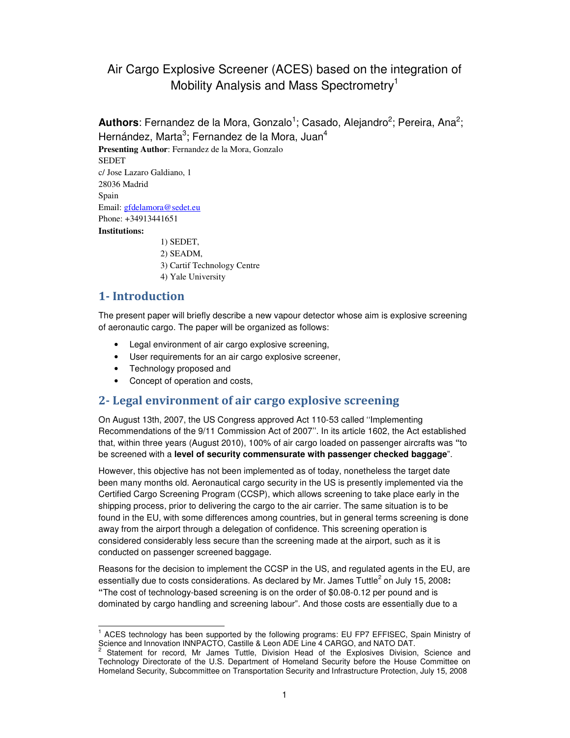# Air Cargo Explosive Screener (ACES) based on the integration of Mobility Analysis and Mass Spectrometry[1]

**Authors**: Fernandez de la Mora, Gonzalo[1]; Casado, Alejandro[2]; Pereira, Ana[2]; Hernández, Marta[3]; Fernandez de la Mora, Juan[4]

**Presenting Author**: Fernandez de la Mora, Gonzalo

SEDET

c/ Jose Lazaro Galdiano, 1

28036 Madrid

Spain

Email: gfdelamora@sedet.eu

Phone: +34913441651

**Institutions:**

1) SEDET,
2) SEADM,
3) Cartif Technology Centre
4) Yale University

## 1- Introduction

The present paper will briefly describe a new vapour detector whose aim is explosive screening of aeronautic cargo. The paper will be organized as follows:

- Legal environment of air cargo explosive screening,
- User requirements for an air cargo explosive screener,
- Technology proposed and
- Concept of operation and costs,

## 2- Legal environment of air cargo explosive screening

On August 13th, 2007, the US Congress approved Act 110-53 called ''Implementing Recommendations of the 9/11 Commission Act of 2007''. In its article 1602, the Act established that, within three years (August 2010), 100% of air cargo loaded on passenger aircrafts was **"**to be screened with a **level of security commensurate with passenger checked baggage**".

However, this objective has not been implemented as of today, nonetheless the target date been many months old. Aeronautical cargo security in the US is presently implemented via the Certified Cargo Screening Program (CCSP), which allows screening to take place early in the shipping process, prior to delivering the cargo to the air carrier. The same situation is to be found in the EU, with some differences among countries, but in general terms screening is done away from the airport through a delegation of confidence. This screening operation is considered considerably less secure than the screening made at the airport, such as it is conducted on passenger screened baggage.

Reasons for the decision to implement the CCSP in the US, and regulated agents in the EU, are essentially due to costs considerations. As declared by Mr. James Tuttle[2] on July 15, 2008**:** **"**The cost of technology-based screening is on the order of \$0.08-0.12 per pound and is dominated by cargo handling and screening labour". And those costs are essentially due to a

[1] ACES technology has been supported by the following programs: EU FP7 EFFISEC, Spain Ministry of Science and Innovation INNPACTO, Castille & Leon ADE Line 4 CARGO, and NATO DAT.

[2] Statement for record, Mr James Tuttle, Division Head of the Explosives Division, Science and Technology Directorate of the U.S. Department of Homeland Security before the House Committee on Homeland Security, Subcommittee on Transportation Security and Infrastructure Protection, July 15, 2008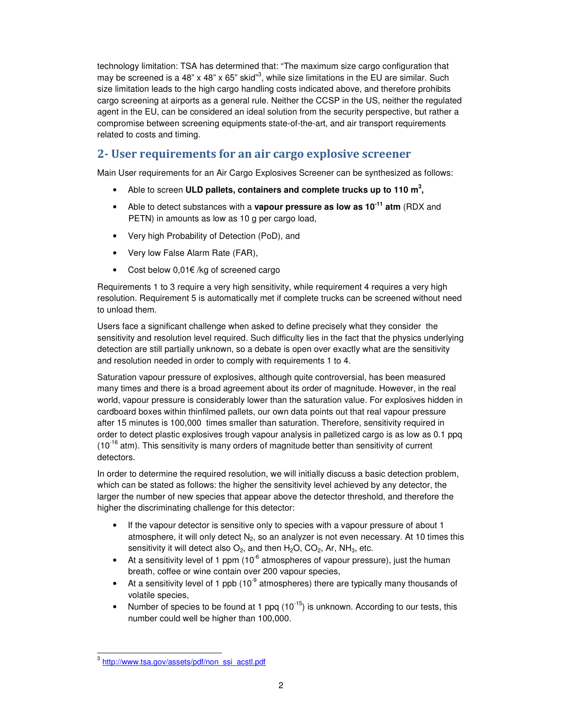technology limitation: TSA has determined that: "The maximum size cargo configuration that may be screened is a 48" x 48" x 65" skid"[3], while size limitations in the EU are similar. Such size limitation leads to the high cargo handling costs indicated above, and therefore prohibits cargo screening at airports as a general rule. Neither the CCSP in the US, neither the regulated agent in the EU, can be considered an ideal solution from the security perspective, but rather a compromise between screening equipments state-of-the-art, and air transport requirements related to costs and timing.

## 2- User requirements for an air cargo explosive screener

Main User requirements for an Air Cargo Explosives Screener can be synthesized as follows:

- Able to screen **ULD pallets, containers and complete trucks up to 110 m$^3$,**
- Able to detect substances with a **vapour pressure as low as $10^{-11}$ atm** (RDX and PETN) in amounts as low as 10 g per cargo load,
- Very high Probability of Detection (PoD), and
- Very low False Alarm Rate (FAR),
- Cost below 0,01€ /kg of screened cargo

Requirements 1 to 3 require a very high sensitivity, while requirement 4 requires a very high resolution. Requirement 5 is automatically met if complete trucks can be screened without need to unload them.

Users face a significant challenge when asked to define precisely what they consider the sensitivity and resolution level required. Such difficulty lies in the fact that the physics underlying detection are still partially unknown, so a debate is open over exactly what are the sensitivity and resolution needed in order to comply with requirements 1 to 4.

Saturation vapour pressure of explosives, although quite controversial, has been measured many times and there is a broad agreement about its order of magnitude. However, in the real world, vapour pressure is considerably lower than the saturation value. For explosives hidden in cardboard boxes within thinfilmed pallets, our own data points out that real vapour pressure after 15 minutes is 100,000 times smaller than saturation. Therefore, sensitivity required in order to detect plastic explosives trough vapour analysis in palletized cargo is as low as 0.1 ppq ($10^{-16}$ atm). This sensitivity is many orders of magnitude better than sensitivity of current detectors.

In order to determine the required resolution, we will initially discuss a basic detection problem, which can be stated as follows: the higher the sensitivity level achieved by any detector, the larger the number of new species that appear above the detector threshold, and therefore the higher the discriminating challenge for this detector:

- If the vapour detector is sensitive only to species with a vapour pressure of about 1 atmosphere, it will only detect $N_2$, so an analyzer is not even necessary. At 10 times this sensitivity it will detect also $O_2$, and then $H_2O$, $CO_2$, Ar, $NH_3$, etc.
- At a sensitivity level of 1 ppm ($10^{-6}$ atmospheres of vapour pressure), just the human breath, coffee or wine contain over 200 vapour species,
- At a sensitivity level of 1 ppb ($10^{-9}$ atmospheres) there are typically many thousands of volatile species,
- Number of species to be found at 1 ppq ($10^{-15}$) is unknown. According to our tests, this number could well be higher than 100,000.

[3] http://www.tsa.gov/assets/pdf/non_ssi_acstl.pdf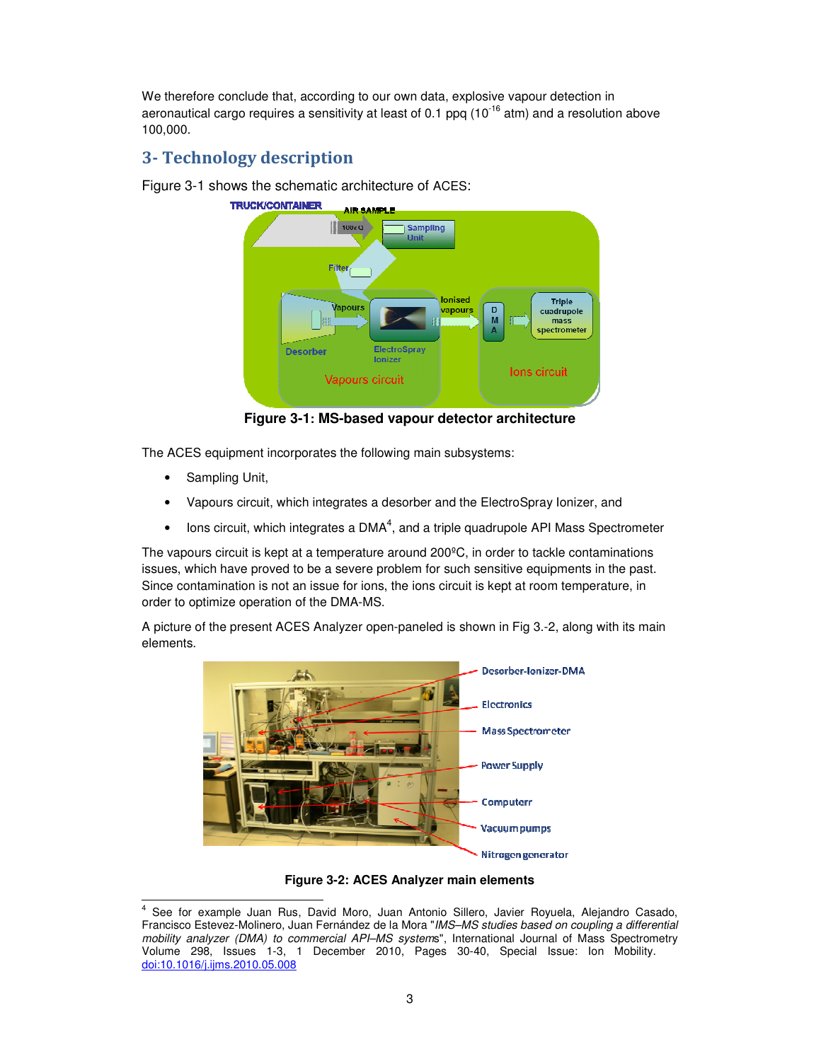We therefore conclude that, according to our own data, explosive vapour detection in aeronautical cargo requires a sensitivity at least of 0.1 ppq ($10^{-16}$ atm) and a resolution above 100,000.

## 3- Technology description

Figure 3-1 shows the schematic architecture of ACES:

**Figure 3-1: MS-based vapour detector architecture**

The ACES equipment incorporates the following main subsystems:

- Sampling Unit,
- Vapours circuit, which integrates a desorber and the ElectroSpray Ionizer, and
- Ions circuit, which integrates a DMA[4], and a triple quadrupole API Mass Spectrometer

The vapours circuit is kept at a temperature around 200ºC, in order to tackle contaminations issues, which have proved to be a severe problem for such sensitive equipments in the past. Since contamination is not an issue for ions, the ions circuit is kept at room temperature, in order to optimize operation of the DMA-MS.

A picture of the present ACES Analyzer open-paneled is shown in Fig 3.-2, along with its main elements.

**Figure 3-2: ACES Analyzer main elements**

---

[4] See for example Juan Rus, David Moro, Juan Antonio Sillero, Javier Royuela, Alejandro Casado, Francisco Estevez-Molinero, Juan Fernández de la Mora "*IMS–MS studies based on coupling a differential mobility analyzer (DMA) to commercial API–MS systems*", International Journal of Mass Spectrometry Volume 298, Issues 1-3, 1 December 2010, Pages 30-40, Special Issue: Ion Mobility. doi:10.1016/j.ijms.2010.05.008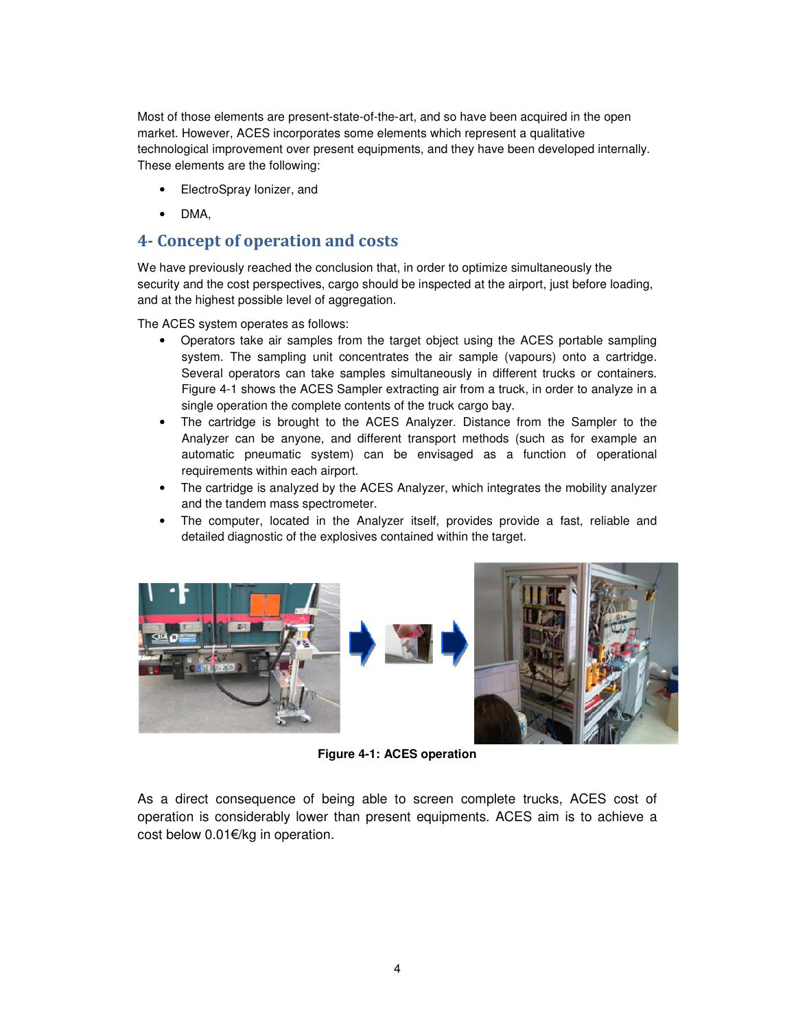Most of those elements are present-state-of-the-art, and so have been acquired in the open market. However, ACES incorporates some elements which represent a qualitative technological improvement over present equipments, and they have been developed internally. These elements are the following:

- ElectroSpray Ionizer, and
- DMA,

## 4- Concept of operation and costs

We have previously reached the conclusion that, in order to optimize simultaneously the security and the cost perspectives, cargo should be inspected at the airport, just before loading, and at the highest possible level of aggregation.

The ACES system operates as follows:

- Operators take air samples from the target object using the ACES portable sampling system. The sampling unit concentrates the air sample (vapours) onto a cartridge. Several operators can take samples simultaneously in different trucks or containers. Figure 4-1 shows the ACES Sampler extracting air from a truck, in order to analyze in a single operation the complete contents of the truck cargo bay.
- The cartridge is brought to the ACES Analyzer. Distance from the Sampler to the Analyzer can be anyone, and different transport methods (such as for example an automatic pneumatic system) can be envisaged as a function of operational requirements within each airport.
- The cartridge is analyzed by the ACES Analyzer, which integrates the mobility analyzer and the tandem mass spectrometer.
- The computer, located in the Analyzer itself, provides provide a fast, reliable and detailed diagnostic of the explosives contained within the target.

**Figure 4-1: ACES operation**

As a direct consequence of being able to screen complete trucks, ACES cost of operation is considerably lower than present equipments. ACES aim is to achieve a cost below 0.01€/kg in operation.